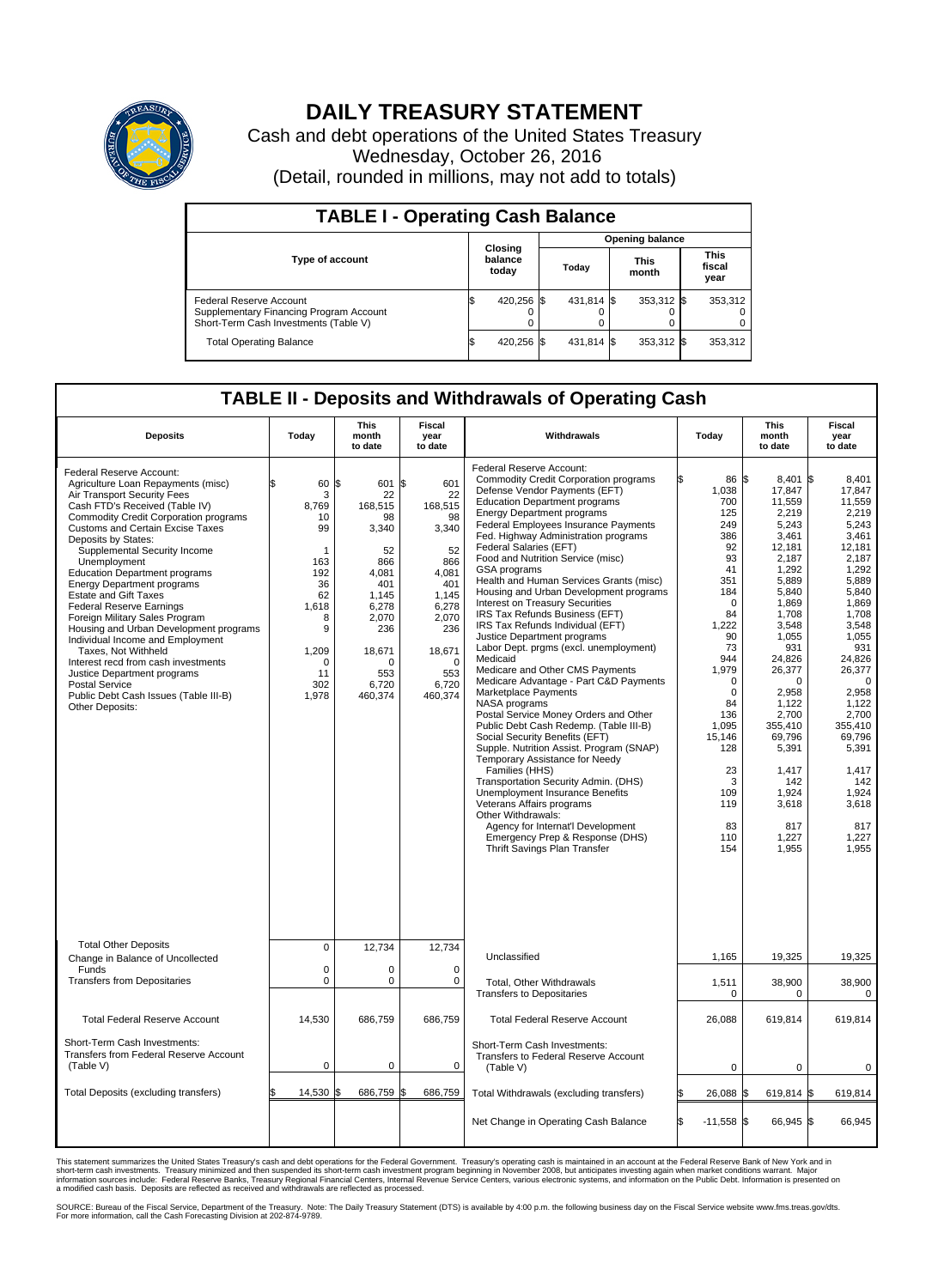# DAILY TREASURY STATEMENT

Cash and debt operations of the United States Treasury
Wednesday, October 26, 2016
(Detail, rounded in millions, may not add to totals)

## TABLE I - Operating Cash Balance

| Type of account | Closing balance today | Opening balance Today | Opening balance This month | Opening balance This fiscal year |
|---|---|---|---|---|
| Federal Reserve Account | $ 420,256 | $ 431,814 | $ 353,312 | $ 353,312 |
| Supplementary Financing Program Account | 0 | 0 | 0 | 0 |
| Short-Term Cash Investments (Table V) | 0 | 0 | 0 | 0 |
| Total Operating Balance | $ 420,256 | $ 431,814 | $ 353,312 | $ 353,312 |

## TABLE II - Deposits and Withdrawals of Operating Cash

| Deposits | Today | This month to date | Fiscal year to date |
|---|---|---|---|
| Federal Reserve Account: | | | |
| Agriculture Loan Repayments (misc) | $ 60 | $ 601 | $ 601 |
| Air Transport Security Fees | 3 | 22 | 22 |
| Cash FTD's Received (Table IV) | 8,769 | 168,515 | 168,515 |
| Commodity Credit Corporation programs | 10 | 98 | 98 |
| Customs and Certain Excise Taxes | 99 | 3,340 | 3,340 |
| Deposits by States: | | | |
| Supplemental Security Income | 1 | 52 | 52 |
| Unemployment | 163 | 866 | 866 |
| Education Department programs | 192 | 4,081 | 4,081 |
| Energy Department programs | 36 | 401 | 401 |
| Estate and Gift Taxes | 62 | 1,145 | 1,145 |
| Federal Reserve Earnings | 1,618 | 6,278 | 6,278 |
| Foreign Military Sales Program | 8 | 2,070 | 2,070 |
| Housing and Urban Development programs | 9 | 236 | 236 |
| Individual Income and Employment Taxes, Not Withheld | 1,209 | 18,671 | 18,671 |
| Interest recd from cash investments | 0 | 0 | 0 |
| Justice Department programs | 11 | 553 | 553 |
| Postal Service | 302 | 6,720 | 6,720 |
| Public Debt Cash Issues (Table III-B) | 1,978 | 460,374 | 460,374 |
| Other Deposits: | | | |
| Total Other Deposits | 0 | 12,734 | 12,734 |
| Change in Balance of Uncollected Funds | 0 | 0 | 0 |
| Transfers from Depositaries | 0 | 0 | 0 |
| Total Federal Reserve Account | 14,530 | 686,759 | 686,759 |
| Short-Term Cash Investments: Transfers from Federal Reserve Account (Table V) | 0 | 0 | 0 |
| Total Deposits (excluding transfers) | $ 14,530 | $ 686,759 | $ 686,759 |

| Withdrawals | Today | This month to date | Fiscal year to date |
|---|---|---|---|
| Federal Reserve Account: | | | |
| Commodity Credit Corporation programs | $ 86 | $ 8,401 | $ 8,401 |
| Defense Vendor Payments (EFT) | 1,038 | 17,847 | 17,847 |
| Education Department programs | 700 | 11,559 | 11,559 |
| Energy Department programs | 125 | 2,219 | 2,219 |
| Federal Employees Insurance Payments | 249 | 5,243 | 5,243 |
| Fed. Highway Administration programs | 386 | 3,461 | 3,461 |
| Federal Salaries (EFT) | 92 | 12,181 | 12,181 |
| Food and Nutrition Service (misc) | 93 | 2,187 | 2,187 |
| GSA programs | 41 | 1,292 | 1,292 |
| Health and Human Services Grants (misc) | 351 | 5,889 | 5,889 |
| Housing and Urban Development programs | 184 | 5,840 | 5,840 |
| Interest on Treasury Securities | 0 | 1,869 | 1,869 |
| IRS Tax Refunds Business (EFT) | 84 | 1,708 | 1,708 |
| IRS Tax Refunds Individual (EFT) | 1,222 | 3,548 | 3,548 |
| Justice Department programs | 90 | 1,055 | 1,055 |
| Labor Dept. prgms (excl. unemployment) | 73 | 931 | 931 |
| Medicaid | 944 | 24,826 | 24,826 |
| Medicare and Other CMS Payments | 1,979 | 26,377 | 26,377 |
| Medicare Advantage - Part C&D Payments | 0 | 0 | 0 |
| Marketplace Payments | 0 | 2,958 | 2,958 |
| NASA programs | 84 | 1,122 | 1,122 |
| Postal Service Money Orders and Other | 136 | 2,700 | 2,700 |
| Public Debt Cash Redemp. (Table III-B) | 1,095 | 355,410 | 355,410 |
| Social Security Benefits (EFT) | 15,146 | 69,796 | 69,796 |
| Supple. Nutrition Assist. Program (SNAP) | 128 | 5,391 | 5,391 |
| Temporary Assistance for Needy Families (HHS) | 23 | 1,417 | 1,417 |
| Transportation Security Admin. (DHS) | 3 | 142 | 142 |
| Unemployment Insurance Benefits | 109 | 1,924 | 1,924 |
| Veterans Affairs programs | 119 | 3,618 | 3,618 |
| Other Withdrawals: | | | |
| Agency for Internat'l Development | 83 | 817 | 817 |
| Emergency Prep & Response (DHS) | 110 | 1,227 | 1,227 |
| Thrift Savings Plan Transfer | 154 | 1,955 | 1,955 |
| Unclassified | 1,165 | 19,325 | 19,325 |
| Total, Other Withdrawals | 1,511 | 38,900 | 38,900 |
| Transfers to Depositaries | 0 | 0 | 0 |
| Total Federal Reserve Account | 26,088 | 619,814 | 619,814 |
| Short-Term Cash Investments: Transfers to Federal Reserve Account (Table V) | 0 | 0 | 0 |
| Total Withdrawals (excluding transfers) | $ 26,088 | $ 619,814 | $ 619,814 |
| Net Change in Operating Cash Balance | $ -11,558 | $ 66,945 | $ 66,945 |

This statement summarizes the United States Treasury's cash and debt operations for the Federal Government. Treasury's operating cash is maintained in an account at the Federal Reserve Bank of New York and in short-term cash investments. Treasury minimized and then suspended its short-term cash investment program beginning in November 2008, but anticipates investing again when market conditions warrant. Major information sources include: Federal Reserve Banks, Treasury Regional Financial Centers, Internal Revenue Service Centers, various electronic systems, and information on the Public Debt. Information is presented on a modified cash basis. Deposits are reflected as received and withdrawals are reflected as processed.

SOURCE: Bureau of the Fiscal Service, Department of the Treasury. Note: The Daily Treasury Statement (DTS) is available by 4:00 p.m. the following business day on the Fiscal Service website www.fms.treas.gov/dts. For more information, call the Cash Forecasting Division at 202-874-9789.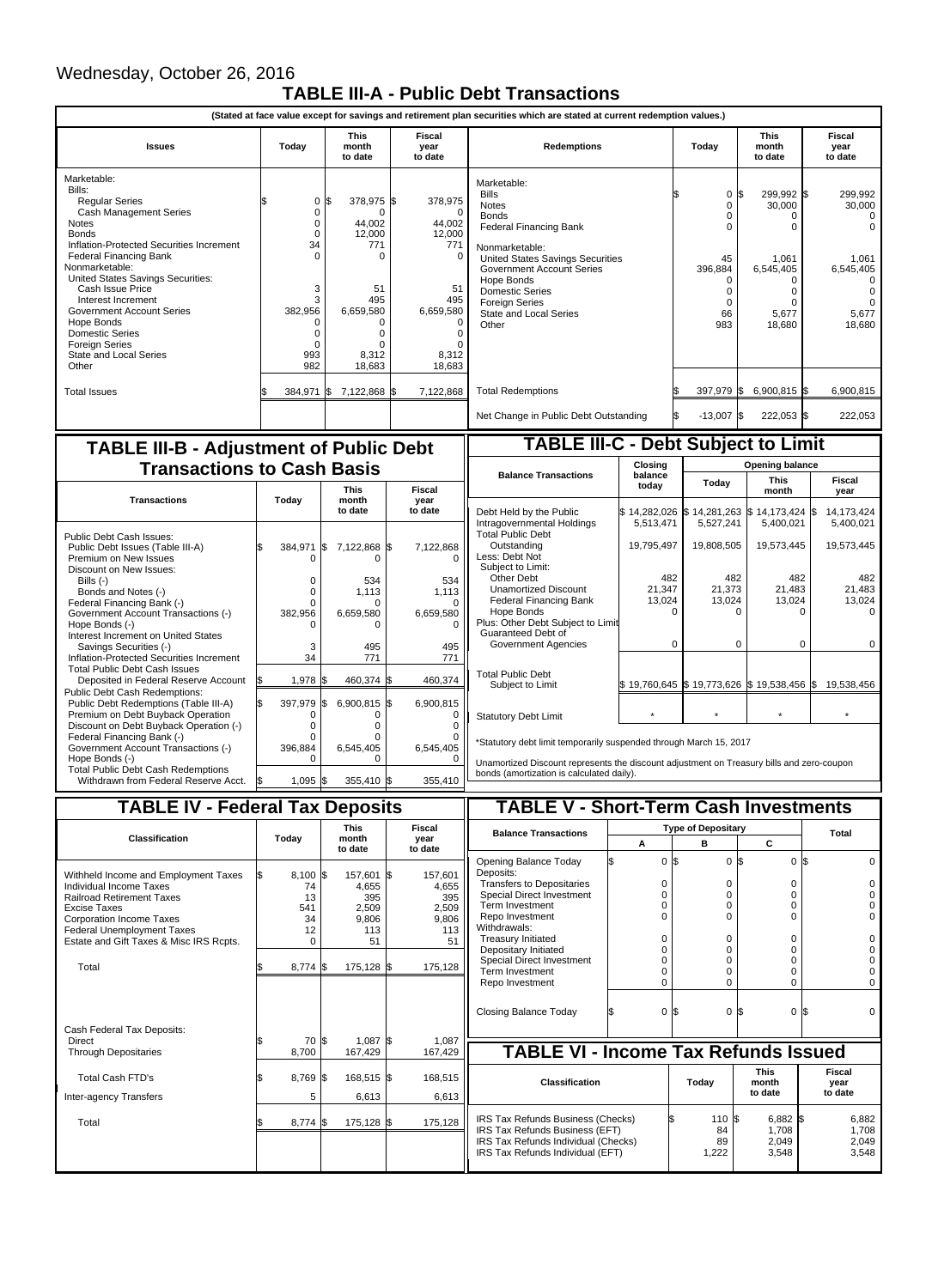Wednesday, October 26, 2016

# TABLE III-A - Public Debt Transactions

(Stated at face value except for savings and retirement plan securities which are stated at current redemption values.)

| Issues | Today | This month to date | Fiscal year to date |
|---|---|---|---|
| Marketable: | | | |
| Bills: | | | |
| Regular Series | $ 0 | $ 378,975 | $ 378,975 |
| Cash Management Series | 0 | 0 | 0 |
| Notes | 0 | 44,002 | 44,002 |
| Bonds | 0 | 12,000 | 12,000 |
| Inflation-Protected Securities Increment | 34 | 771 | 771 |
| Federal Financing Bank | 0 | 0 | 0 |
| Nonmarketable: | | | |
| United States Savings Securities: | | | |
| Cash Issue Price | 3 | 51 | 51 |
| Interest Increment | 3 | 495 | 495 |
| Government Account Series | 382,956 | 6,659,580 | 6,659,580 |
| Hope Bonds | 0 | 0 | 0 |
| Domestic Series | 0 | 0 | 0 |
| Foreign Series | 0 | 0 | 0 |
| State and Local Series | 993 | 8,312 | 8,312 |
| Other | 982 | 18,683 | 18,683 |
| Total Issues | $ 384,971 | $ 7,122,868 | $ 7,122,868 |

| Redemptions | Today | This month to date | Fiscal year to date |
|---|---|---|---|
| Marketable: | | | |
| Bills | $ 0 | $ 299,992 | $ 299,992 |
| Notes | 0 | 30,000 | 30,000 |
| Bonds | 0 | 0 | 0 |
| Federal Financing Bank | 0 | 0 | 0 |
| Nonmarketable: | | | |
| United States Savings Securities | 45 | 1,061 | 1,061 |
| Government Account Series | 396,884 | 6,545,405 | 6,545,405 |
| Hope Bonds | 0 | 0 | 0 |
| Domestic Series | 0 | 0 | 0 |
| Foreign Series | 0 | 0 | 0 |
| State and Local Series | 66 | 5,677 | 5,677 |
| Other | 983 | 18,680 | 18,680 |
| Total Redemptions | $ 397,979 | $ 6,900,815 | $ 6,900,815 |
| Net Change in Public Debt Outstanding | $ -13,007 | $ 222,053 | $ 222,053 |

# TABLE III-B - Adjustment of Public Debt Transactions to Cash Basis

| Transactions | Today | This month to date | Fiscal year to date |
|---|---|---|---|
| Public Debt Cash Issues: | | | |
| Public Debt Issues (Table III-A) | $ 384,971 | $ 7,122,868 | $ 7,122,868 |
| Premium on New Issues | 0 | 0 | 0 |
| Discount on New Issues: | | | |
| Bills (-) | 0 | 534 | 534 |
| Bonds and Notes (-) | 0 | 1,113 | 1,113 |
| Federal Financing Bank (-) | 0 | 0 | 0 |
| Government Account Transactions (-) | 382,956 | 6,659,580 | 6,659,580 |
| Hope Bonds (-) | 0 | 0 | 0 |
| Interest Increment on United States Savings Securities (-) | 3 | 495 | 495 |
| Inflation-Protected Securities Increment | 34 | 771 | 771 |
| Total Public Debt Cash Issues Deposited in Federal Reserve Account | $ 1,978 | $ 460,374 | $ 460,374 |
| Public Debt Cash Redemptions: | | | |
| Public Debt Redemptions (Table III-A) | $ 397,979 | $ 6,900,815 | $ 6,900,815 |
| Premium on Debt Buyback Operation | 0 | 0 | 0 |
| Discount on Debt Buyback Operation (-) | 0 | 0 | 0 |
| Federal Financing Bank (-) | 0 | 0 | 0 |
| Government Account Transactions (-) | 396,884 | 6,545,405 | 6,545,405 |
| Hope Bonds (-) | 0 | 0 | 0 |
| Total Public Debt Cash Redemptions Withdrawn from Federal Reserve Acct. | $ 1,095 | $ 355,410 | $ 355,410 |

# TABLE III-C - Debt Subject to Limit

| Balance Transactions | Closing balance today | Opening balance Today | Opening balance This month | Opening balance Fiscal year |
|---|---|---|---|---|
| Debt Held by the Public | $ 14,282,026 | $ 14,281,263 | $ 14,173,424 | $ 14,173,424 |
| Intragovernmental Holdings | 5,513,471 | 5,527,241 | 5,400,021 | 5,400,021 |
| Total Public Debt Outstanding | 19,795,497 | 19,808,505 | 19,573,445 | 19,573,445 |
| Less: Debt Not Subject to Limit: | | | | |
| Other Debt | 482 | 482 | 482 | 482 |
| Unamortized Discount | 21,347 | 21,373 | 21,483 | 21,483 |
| Federal Financing Bank | 13,024 | 13,024 | 13,024 | 13,024 |
| Hope Bonds | 0 | 0 | 0 | 0 |
| Plus: Other Debt Subject to Limit | | | | |
| Guaranteed Debt of Government Agencies | 0 | 0 | 0 | 0 |
| Total Public Debt Subject to Limit | $ 19,760,645 | $ 19,773,626 | $ 19,538,456 | $ 19,538,456 |
| Statutory Debt Limit | * | * | * | * |

*Statutory debt limit temporarily suspended through March 15, 2017

Unamortized Discount represents the discount adjustment on Treasury bills and zero-coupon bonds (amortization is calculated daily).

# TABLE IV - Federal Tax Deposits

| Classification | Today | This month to date | Fiscal year to date |
|---|---|---|---|
| Withheld Income and Employment Taxes | $ 8,100 | $ 157,601 | $ 157,601 |
| Individual Income Taxes | 74 | 4,655 | 4,655 |
| Railroad Retirement Taxes | 13 | 395 | 395 |
| Excise Taxes | 541 | 2,509 | 2,509 |
| Corporation Income Taxes | 34 | 9,806 | 9,806 |
| Federal Unemployment Taxes | 12 | 113 | 113 |
| Estate and Gift Taxes & Misc IRS Rcpts. | 0 | 51 | 51 |
| Total | $ 8,774 | $ 175,128 | $ 175,128 |
| Cash Federal Tax Deposits: | | | |
| Direct | $ 70 | $ 1,087 | $ 1,087 |
| Through Depositaries | 8,700 | 167,429 | 167,429 |
| Total Cash FTD's | $ 8,769 | $ 168,515 | $ 168,515 |
| Inter-agency Transfers | 5 | 6,613 | 6,613 |
| Total | $ 8,774 | $ 175,128 | $ 175,128 |

# TABLE V - Short-Term Cash Investments

| Balance Transactions | Type of Depositary A | Type of Depositary B | Type of Depositary C | Total |
|---|---|---|---|---|
| Opening Balance Today | $ 0 | $ 0 | $ 0 | $ 0 |
| Deposits: | | | | |
| Transfers to Depositaries | 0 | 0 | 0 | 0 |
| Special Direct Investment | 0 | 0 | 0 | 0 |
| Term Investment | 0 | 0 | 0 | 0 |
| Repo Investment | 0 | 0 | 0 | 0 |
| Withdrawals: | | | | |
| Treasury Initiated | 0 | 0 | 0 | 0 |
| Depositary Initiated | 0 | 0 | 0 | 0 |
| Special Direct Investment | 0 | 0 | 0 | 0 |
| Term Investment | 0 | 0 | 0 | 0 |
| Repo Investment | 0 | 0 | 0 | 0 |
| Closing Balance Today | $ 0 | $ 0 | $ 0 | $ 0 |

# TABLE VI - Income Tax Refunds Issued

| Classification | Today | This month to date | Fiscal year to date |
|---|---|---|---|
| IRS Tax Refunds Business (Checks) | $ 110 | $ 6,882 | $ 6,882 |
| IRS Tax Refunds Business (EFT) | 84 | 1,708 | 1,708 |
| IRS Tax Refunds Individual (Checks) | 89 | 2,049 | 2,049 |
| IRS Tax Refunds Individual (EFT) | 1,222 | 3,548 | 3,548 |